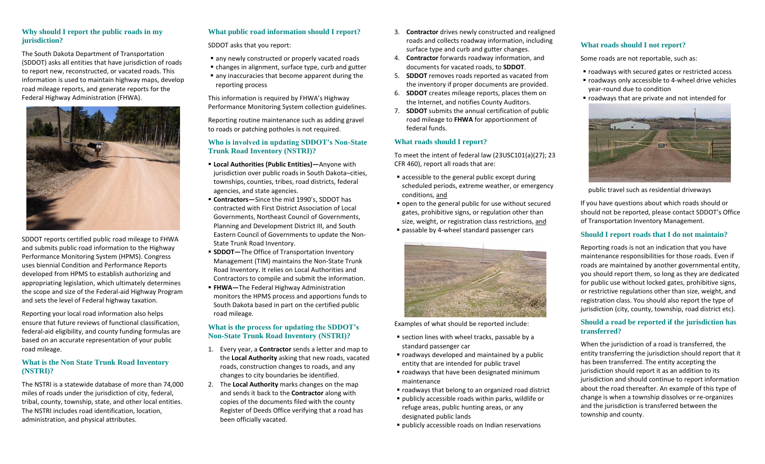### Why should I report the public roads in my jurisdiction?

The South Dakota Department of Transportation (SDDOT) asks all entities that have jurisdiction of roads to report new, reconstructed, or vacated roads. This information is used to maintain highway maps, develop road mileage reports, and generate reports for the Federal Highway Administration (FHWA).

SDDOT reports certified public road mileage to FHWA and submits public road information to the Highway Performance Monitoring System (HPMS). Congress uses biennial Condition and Performance Reports developed from HPMS to establish authorizing and appropriating legislation, which ultimately determines the scope and size of the Federal-aid Highway Program and sets the level of Federal highway taxation.

Reporting your local road information also helps ensure that future reviews of functional classification, federal-aid eligibility, and county funding formulas are based on an accurate representation of your public road mileage.

### What is the Non State Trunk Road Inventory (NSTRI)?

The NSTRI is a statewide database of more than 74,000 miles of roads under the jurisdiction of city, federal, tribal, county, township, state, and other local entities. The NSTRI includes road identification, location, administration, and physical attributes.

### What public road information should I report?

SDDOT asks that you report:

- any newly constructed or properly vacated roads
- changes in alignment, surface type, curb and gutter
- any inaccuracies that become apparent during the reporting process

This information is required by FHWA's Highway Performance Monitoring System collection guidelines.

Reporting routine maintenance such as adding gravel to roads or patching potholes is not required.

### Who is involved in updating SDDOT's Non-State Trunk Road Inventory (NSTRI)?

- **Local Authorities (Public Entities)—**Anyone with jurisdiction over public roads in South Dakota–cities, townships, counties, tribes, road districts, federal agencies, and state agencies.
- **Contractors—**Since the mid 1990's, SDDOT has contracted with First District Association of Local Governments, Northeast Council of Governments, Planning and Development District III, and South Eastern Council of Governments to update the Non-State Trunk Road Inventory.
- **SDDOT—**The Office of Transportation Inventory Management (TIM) maintains the Non-State Trunk Road Inventory. It relies on Local Authorities and Contractors to compile and submit the information.
- **FHWA—**The Federal Highway Administration monitors the HPMS process and apportions funds to South Dakota based in part on the certified public road mileage.

### What is the process for updating the SDDOT's Non-State Trunk Road Inventory (NSTRI)?

1. Every year, a **Contractor** sends a letter and map to the **Local Authority** asking that new roads, vacated roads, construction changes to roads, and any changes to city boundaries be identified.
2. The **Local Authority** marks changes on the map and sends it back to the **Contractor** along with copies of the documents filed with the county Register of Deeds Office verifying that a road has been officially vacated.
3. **Contractor** drives newly constructed and realigned roads and collects roadway information, including surface type and curb and gutter changes.
4. **Contractor** forwards roadway information, and documents for vacated roads, to **SDDOT**.
5. **SDDOT** removes roads reported as vacated from the inventory if proper documents are provided.
6. **SDDOT** creates mileage reports, places them on the Internet, and notifies County Auditors.
7. **SDDOT** submits the annual certification of public road mileage to **FHWA** for apportionment of federal funds.

### What roads should I report?

To meet the intent of federal law (23USC101(a)(27); 23 CFR 460), report all roads that are:

- accessible to the general public except during scheduled periods, extreme weather, or emergency conditions, and
- open to the general public for use without secured gates, prohibitive signs, or regulation other than size, weight, or registration class restrictions, and
- passable by 4-wheel standard passenger cars

Examples of what should be reported include:

- section lines with wheel tracks, passable by a standard passenger car
- roadways developed and maintained by a public entity that are intended for public travel
- roadways that have been designated minimum maintenance
- roadways that belong to an organized road district
- publicly accessible roads within parks, wildlife or refuge areas, public hunting areas, or any designated public lands
- publicly accessible roads on Indian reservations

### What roads should I not report?

Some roads are not reportable, such as:

- roadways with secured gates or restricted access
- roadways only accessible to 4-wheel drive vehicles year-round due to condition
- roadways that are private and not intended for public travel such as residential driveways

If you have questions about which roads should or should not be reported, please contact SDDOT's Office of Transportation Inventory Management.

### Should I report roads that I do not maintain?

Reporting roads is not an indication that you have maintenance responsibilities for those roads. Even if roads are maintained by another governmental entity, you should report them, so long as they are dedicated for public use without locked gates, prohibitive signs, or restrictive regulations other than size, weight, and registration class. You should also report the type of jurisdiction (city, county, township, road district etc).

### Should a road be reported if the jurisdiction has transferred?

When the jurisdiction of a road is transferred, the entity transferring the jurisdiction should report that it has been transferred. The entity accepting the jurisdiction should report it as an addition to its jurisdiction and should continue to report information about the road thereafter. An example of this type of change is when a township dissolves or re-organizes and the jurisdiction is transferred between the township and county.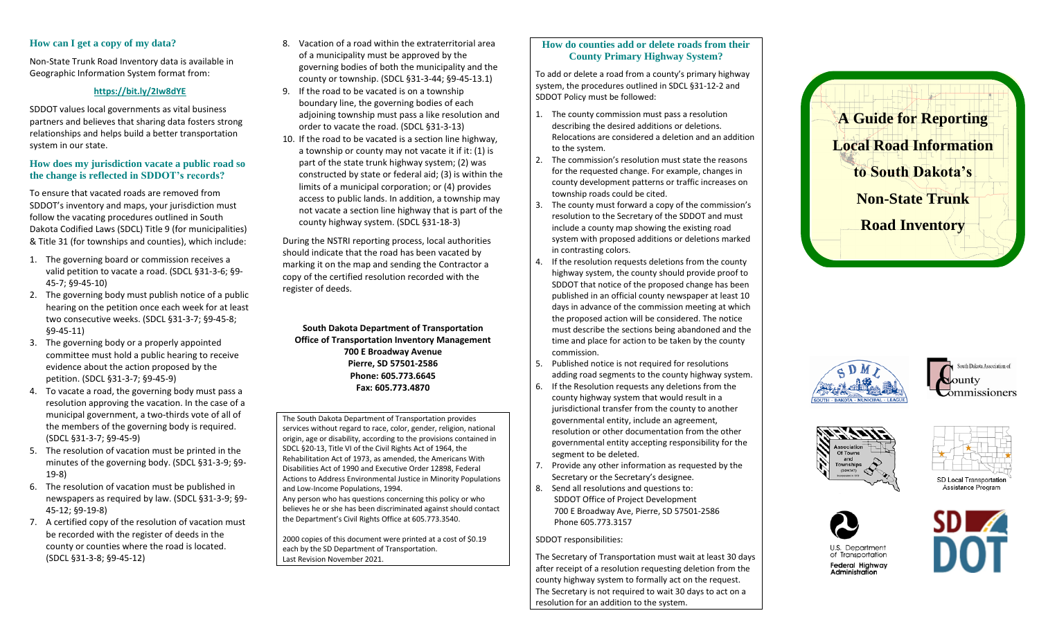### How can I get a copy of my data?

Non-State Trunk Road Inventory data is available in Geographic Information System format from:

**https://bit.ly/2Iw8dYE**

SDDOT values local governments as vital business partners and believes that sharing data fosters strong relationships and helps build a better transportation system in our state.

### How does my jurisdiction vacate a public road so the change is reflected in SDDOT's records?

To ensure that vacated roads are removed from SDDOT's inventory and maps, your jurisdiction must follow the vacating procedures outlined in South Dakota Codified Laws (SDCL) Title 9 (for municipalities) & Title 31 (for townships and counties), which include:

1. The governing board or commission receives a valid petition to vacate a road. (SDCL §31-3-6; §9-45-7; §9-45-10)
2. The governing body must publish notice of a public hearing on the petition once each week for at least two consecutive weeks. (SDCL §31-3-7; §9-45-8; §9-45-11)
3. The governing body or a properly appointed committee must hold a public hearing to receive evidence about the action proposed by the petition. (SDCL §31-3-7; §9-45-9)
4. To vacate a road, the governing body must pass a resolution approving the vacation. In the case of a municipal government, a two-thirds vote of all of the members of the governing body is required. (SDCL §31-3-7; §9-45-9)
5. The resolution of vacation must be printed in the minutes of the governing body. (SDCL §31-3-9; §9-19-8)
6. The resolution of vacation must be published in newspapers as required by law. (SDCL §31-3-9; §9-45-12; §9-19-8)
7. A certified copy of the resolution of vacation must be recorded with the register of deeds in the county or counties where the road is located. (SDCL §31-3-8; §9-45-12)
8. Vacation of a road within the extraterritorial area of a municipality must be approved by the governing bodies of both the municipality and the county or township. (SDCL §31-3-44; §9-45-13.1)
9. If the road to be vacated is on a township boundary line, the governing bodies of each adjoining township must pass a like resolution and order to vacate the road. (SDCL §31-3-13)
10. If the road to be vacated is a section line highway, a township or county may not vacate it if it: (1) is part of the state trunk highway system; (2) was constructed by state or federal aid; (3) is within the limits of a municipal corporation; or (4) provides access to public lands. In addition, a township may not vacate a section line highway that is part of the county highway system. (SDCL §31-18-3)

During the NSTRI reporting process, local authorities should indicate that the road has been vacated by marking it on the map and sending the Contractor a copy of the certified resolution recorded with the register of deeds.

**South Dakota Department of Transportation**
**Office of Transportation Inventory Management**
**700 E Broadway Avenue**
**Pierre, SD 57501-2586**
**Phone: 605.773.6645**
**Fax: 605.773.4870**

The South Dakota Department of Transportation provides services without regard to race, color, gender, religion, national origin, age or disability, according to the provisions contained in SDCL §20-13, Title VI of the Civil Rights Act of 1964, the Rehabilitation Act of 1973, as amended, the Americans With Disabilities Act of 1990 and Executive Order 12898, Federal Actions to Address Environmental Justice in Minority Populations and Low-Income Populations, 1994.
Any person who has questions concerning this policy or who believes he or she has been discriminated against should contact the Department's Civil Rights Office at 605.773.3540.

2000 copies of this document were printed at a cost of $0.19 each by the SD Department of Transportation.
Last Revision November 2021.

### How do counties add or delete roads from their County Primary Highway System?

To add or delete a road from a county's primary highway system, the procedures outlined in SDCL §31-12-2 and SDDOT Policy must be followed:

1. The county commission must pass a resolution describing the desired additions or deletions. Relocations are considered a deletion and an addition to the system.
2. The commission's resolution must state the reasons for the requested change. For example, changes in county development patterns or traffic increases on township roads could be cited.
3. The county must forward a copy of the commission's resolution to the Secretary of the SDDOT and must include a county map showing the existing road system with proposed additions or deletions marked in contrasting colors.
4. If the resolution requests deletions from the county highway system, the county should provide proof to SDDOT that notice of the proposed change has been published in an official county newspaper at least 10 days in advance of the commission meeting at which the proposed action will be considered. The notice must describe the sections being abandoned and the time and place for action to be taken by the county commission.
5. Published notice is not required for resolutions adding road segments to the county highway system.
6. If the Resolution requests any deletions from the county highway system that would result in a jurisdictional transfer from the county to another governmental entity, include an agreement, resolution or other documentation from the other governmental entity accepting responsibility for the segment to be deleted.
7. Provide any other information as requested by the Secretary or the Secretary's designee.
8. Send all resolutions and questions to:
   SDDOT Office of Project Development
   700 E Broadway Ave, Pierre, SD 57501-2586
   Phone 605.773.3157

SDDOT responsibilities:

The Secretary of Transportation must wait at least 30 days after receipt of a resolution requesting deletion from the county highway system to formally act on the request. The Secretary is not required to wait 30 days to act on a resolution for an addition to the system.

# A Guide for Reporting Local Road Information to South Dakota's Non-State Trunk Road Inventory

SOUTH DAKOTA MUNICIPAL LEAGUE

South Dakota Association of County Commissioners

Association of Towns and Townships (SDATAT)

SD Local Transportation Assistance Program

U.S. Department of Transportation Federal Highway Administration

SD DOT